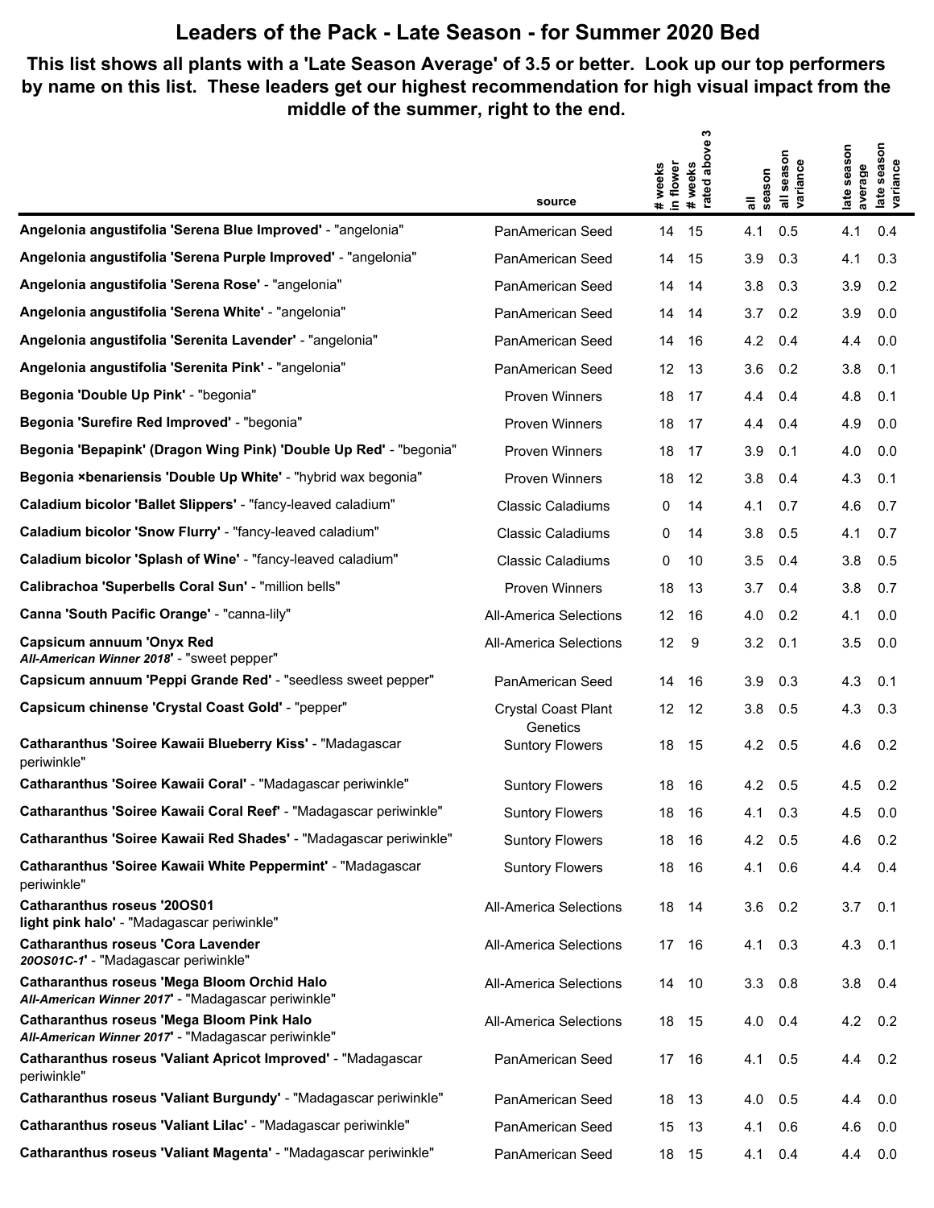# Leaders of the Pack - Late Season - for Summer 2020 Bed

**This list shows all plants with a 'Late Season Average' of 3.5 or better. Look up our top performers by name on this list. These leaders get our highest recommendation for high visual impact from the middle of the summer, right to the end.**

| | source | # weeks in flower | # weeks rated above 3 | all season | all season variance | late season average | late season variance |
|---|---|---|---|---|---|---|---|
| **Angelonia angustifolia 'Serena Blue Improved'** - "angelonia" | PanAmerican Seed | 14 | 15 | 4.1 | 0.5 | 4.1 | 0.4 |
| **Angelonia angustifolia 'Serena Purple Improved'** - "angelonia" | PanAmerican Seed | 14 | 15 | 3.9 | 0.3 | 4.1 | 0.3 |
| **Angelonia angustifolia 'Serena Rose'** - "angelonia" | PanAmerican Seed | 14 | 14 | 3.8 | 0.3 | 3.9 | 0.2 |
| **Angelonia angustifolia 'Serena White'** - "angelonia" | PanAmerican Seed | 14 | 14 | 3.7 | 0.2 | 3.9 | 0.0 |
| **Angelonia angustifolia 'Serenita Lavender'** - "angelonia" | PanAmerican Seed | 14 | 16 | 4.2 | 0.4 | 4.4 | 0.0 |
| **Angelonia angustifolia 'Serenita Pink'** - "angelonia" | PanAmerican Seed | 12 | 13 | 3.6 | 0.2 | 3.8 | 0.1 |
| **Begonia 'Double Up Pink'** - "begonia" | Proven Winners | 18 | 17 | 4.4 | 0.4 | 4.8 | 0.1 |
| **Begonia 'Surefire Red Improved'** - "begonia" | Proven Winners | 18 | 17 | 4.4 | 0.4 | 4.9 | 0.0 |
| **Begonia 'Bepapink' (Dragon Wing Pink) 'Double Up Red'** - "begonia" | Proven Winners | 18 | 17 | 3.9 | 0.1 | 4.0 | 0.0 |
| **Begonia ×benariensis 'Double Up White'** - "hybrid wax begonia" | Proven Winners | 18 | 12 | 3.8 | 0.4 | 4.3 | 0.1 |
| **Caladium bicolor 'Ballet Slippers'** - "fancy-leaved caladium" | Classic Caladiums | 0 | 14 | 4.1 | 0.7 | 4.6 | 0.7 |
| **Caladium bicolor 'Snow Flurry'** - "fancy-leaved caladium" | Classic Caladiums | 0 | 14 | 3.8 | 0.5 | 4.1 | 0.7 |
| **Caladium bicolor 'Splash of Wine'** - "fancy-leaved caladium" | Classic Caladiums | 0 | 10 | 3.5 | 0.4 | 3.8 | 0.5 |
| **Calibrachoa 'Superbells Coral Sun'** - "million bells" | Proven Winners | 18 | 13 | 3.7 | 0.4 | 3.8 | 0.7 |
| **Canna 'South Pacific Orange'** - "canna-lily" | All-America Selections | 12 | 16 | 4.0 | 0.2 | 4.1 | 0.0 |
| **Capsicum annuum 'Onyx Red *All-American Winner 2018*'** - "sweet pepper" | All-America Selections | 12 | 9 | 3.2 | 0.1 | 3.5 | 0.0 |
| **Capsicum annuum 'Peppi Grande Red'** - "seedless sweet pepper" | PanAmerican Seed | 14 | 16 | 3.9 | 0.3 | 4.3 | 0.1 |
| **Capsicum chinense 'Crystal Coast Gold'** - "pepper" | Crystal Coast Plant Genetics | 12 | 12 | 3.8 | 0.5 | 4.3 | 0.3 |
| **Catharanthus 'Soiree Kawaii Blueberry Kiss'** - "Madagascar periwinkle" | Suntory Flowers | 18 | 15 | 4.2 | 0.5 | 4.6 | 0.2 |
| **Catharanthus 'Soiree Kawaii Coral'** - "Madagascar periwinkle" | Suntory Flowers | 18 | 16 | 4.2 | 0.5 | 4.5 | 0.2 |
| **Catharanthus 'Soiree Kawaii Coral Reef'** - "Madagascar periwinkle" | Suntory Flowers | 18 | 16 | 4.1 | 0.3 | 4.5 | 0.0 |
| **Catharanthus 'Soiree Kawaii Red Shades'** - "Madagascar periwinkle" | Suntory Flowers | 18 | 16 | 4.2 | 0.5 | 4.6 | 0.2 |
| **Catharanthus 'Soiree Kawaii White Peppermint'** - "Madagascar periwinkle" | Suntory Flowers | 18 | 16 | 4.1 | 0.6 | 4.4 | 0.4 |
| **Catharanthus roseus '20OS01 light pink halo'** - "Madagascar periwinkle" | All-America Selections | 18 | 14 | 3.6 | 0.2 | 3.7 | 0.1 |
| **Catharanthus roseus 'Cora Lavender *20OS01C-1*'** - "Madagascar periwinkle" | All-America Selections | 17 | 16 | 4.1 | 0.3 | 4.3 | 0.1 |
| **Catharanthus roseus 'Mega Bloom Orchid Halo *All-American Winner 2017*'** - "Madagascar periwinkle" | All-America Selections | 14 | 10 | 3.3 | 0.8 | 3.8 | 0.4 |
| **Catharanthus roseus 'Mega Bloom Pink Halo *All-American Winner 2017*'** - "Madagascar periwinkle" | All-America Selections | 18 | 15 | 4.0 | 0.4 | 4.2 | 0.2 |
| **Catharanthus roseus 'Valiant Apricot Improved'** - "Madagascar periwinkle" | PanAmerican Seed | 17 | 16 | 4.1 | 0.5 | 4.4 | 0.2 |
| **Catharanthus roseus 'Valiant Burgundy'** - "Madagascar periwinkle" | PanAmerican Seed | 18 | 13 | 4.0 | 0.5 | 4.4 | 0.0 |
| **Catharanthus roseus 'Valiant Lilac'** - "Madagascar periwinkle" | PanAmerican Seed | 15 | 13 | 4.1 | 0.6 | 4.6 | 0.0 |
| **Catharanthus roseus 'Valiant Magenta'** - "Madagascar periwinkle" | PanAmerican Seed | 18 | 15 | 4.1 | 0.4 | 4.4 | 0.0 |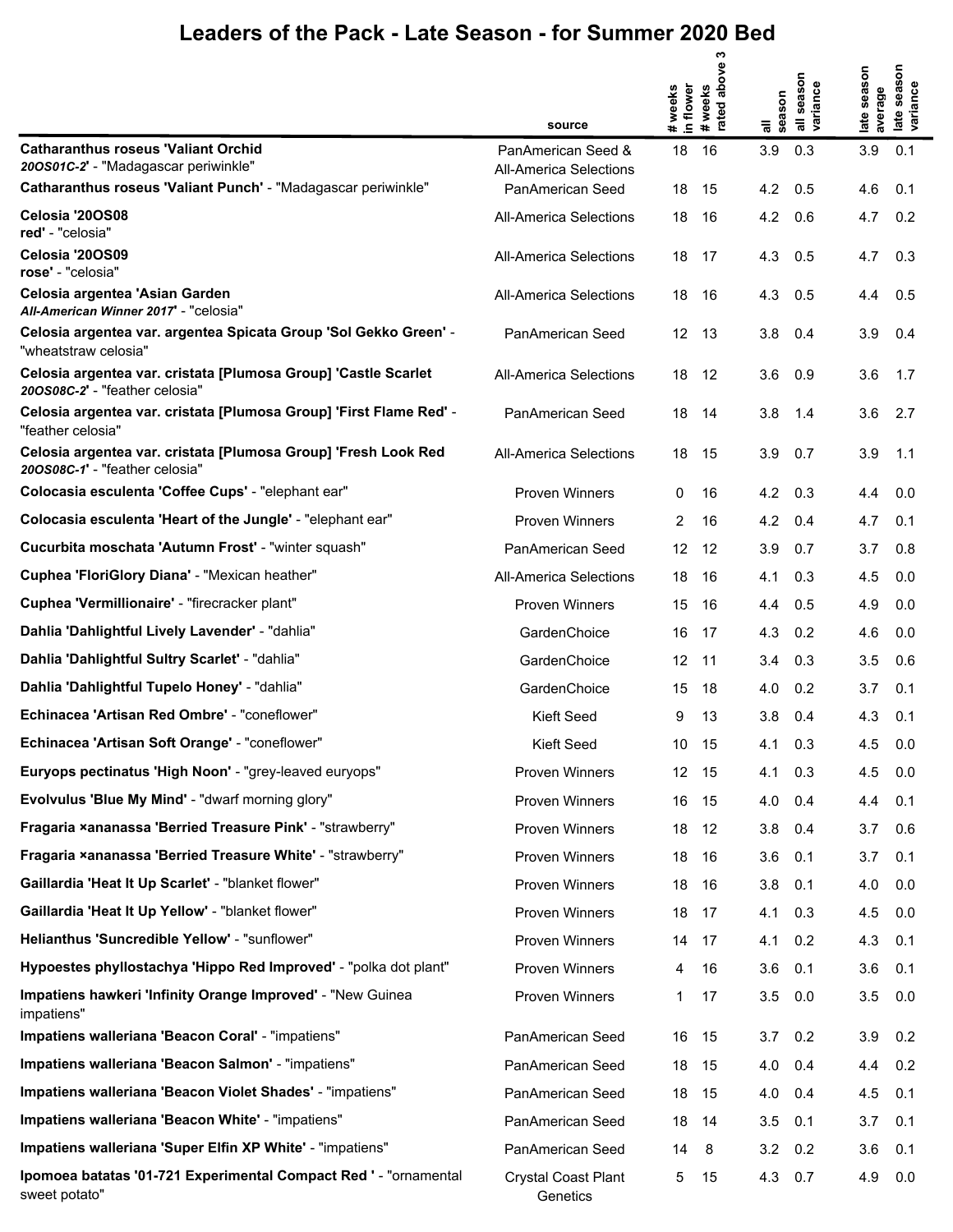# Leaders of the Pack - Late Season - for Summer 2020 Bed

| | source | # weeks in flower | # weeks rated above 3 | all season | all season variance | late season average | late season variance |
|---|---|---|---|---|---|---|---|
| **Catharanthus roseus 'Valiant Orchid** ***20OS01C-2'*** - "Madagascar periwinkle" | PanAmerican Seed & All-America Selections | 18 | 16 | 3.9 | 0.3 | 3.9 | 0.1 |
| **Catharanthus roseus 'Valiant Punch'** - "Madagascar periwinkle" | PanAmerican Seed | 18 | 15 | 4.2 | 0.5 | 4.6 | 0.1 |
| **Celosia '20OS08 red'** - "celosia" | All-America Selections | 18 | 16 | 4.2 | 0.6 | 4.7 | 0.2 |
| **Celosia '20OS09 rose'** - "celosia" | All-America Selections | 18 | 17 | 4.3 | 0.5 | 4.7 | 0.3 |
| **Celosia argentea 'Asian Garden** ***All-American Winner 2017'*** - "celosia" | All-America Selections | 18 | 16 | 4.3 | 0.5 | 4.4 | 0.5 |
| **Celosia argentea var. argentea Spicata Group 'Sol Gekko Green'** - "wheatstraw celosia" | PanAmerican Seed | 12 | 13 | 3.8 | 0.4 | 3.9 | 0.4 |
| **Celosia argentea var. cristata [Plumosa Group] 'Castle Scarlet** ***20OS08C-2'*** - "feather celosia" | All-America Selections | 18 | 12 | 3.6 | 0.9 | 3.6 | 1.7 |
| **Celosia argentea var. cristata [Plumosa Group] 'First Flame Red'** - "feather celosia" | PanAmerican Seed | 18 | 14 | 3.8 | 1.4 | 3.6 | 2.7 |
| **Celosia argentea var. cristata [Plumosa Group] 'Fresh Look Red** ***20OS08C-1'*** - "feather celosia" | All-America Selections | 18 | 15 | 3.9 | 0.7 | 3.9 | 1.1 |
| **Colocasia esculenta 'Coffee Cups'** - "elephant ear" | Proven Winners | 0 | 16 | 4.2 | 0.3 | 4.4 | 0.0 |
| **Colocasia esculenta 'Heart of the Jungle'** - "elephant ear" | Proven Winners | 2 | 16 | 4.2 | 0.4 | 4.7 | 0.1 |
| **Cucurbita moschata 'Autumn Frost'** - "winter squash" | PanAmerican Seed | 12 | 12 | 3.9 | 0.7 | 3.7 | 0.8 |
| **Cuphea 'FloriGlory Diana'** - "Mexican heather" | All-America Selections | 18 | 16 | 4.1 | 0.3 | 4.5 | 0.0 |
| **Cuphea 'Vermillionaire'** - "firecracker plant" | Proven Winners | 15 | 16 | 4.4 | 0.5 | 4.9 | 0.0 |
| **Dahlia 'Dahlightful Lively Lavender'** - "dahlia" | GardenChoice | 16 | 17 | 4.3 | 0.2 | 4.6 | 0.0 |
| **Dahlia 'Dahlightful Sultry Scarlet'** - "dahlia" | GardenChoice | 12 | 11 | 3.4 | 0.3 | 3.5 | 0.6 |
| **Dahlia 'Dahlightful Tupelo Honey'** - "dahlia" | GardenChoice | 15 | 18 | 4.0 | 0.2 | 3.7 | 0.1 |
| **Echinacea 'Artisan Red Ombre'** - "coneflower" | Kieft Seed | 9 | 13 | 3.8 | 0.4 | 4.3 | 0.1 |
| **Echinacea 'Artisan Soft Orange'** - "coneflower" | Kieft Seed | 10 | 15 | 4.1 | 0.3 | 4.5 | 0.0 |
| **Euryops pectinatus 'High Noon'** - "grey-leaved euryops" | Proven Winners | 12 | 15 | 4.1 | 0.3 | 4.5 | 0.0 |
| **Evolvulus 'Blue My Mind'** - "dwarf morning glory" | Proven Winners | 16 | 15 | 4.0 | 0.4 | 4.4 | 0.1 |
| **Fragaria ×ananassa 'Berried Treasure Pink'** - "strawberry" | Proven Winners | 18 | 12 | 3.8 | 0.4 | 3.7 | 0.6 |
| **Fragaria ×ananassa 'Berried Treasure White'** - "strawberry" | Proven Winners | 18 | 16 | 3.6 | 0.1 | 3.7 | 0.1 |
| **Gaillardia 'Heat It Up Scarlet'** - "blanket flower" | Proven Winners | 18 | 16 | 3.8 | 0.1 | 4.0 | 0.0 |
| **Gaillardia 'Heat It Up Yellow'** - "blanket flower" | Proven Winners | 18 | 17 | 4.1 | 0.3 | 4.5 | 0.0 |
| **Helianthus 'Suncredible Yellow'** - "sunflower" | Proven Winners | 14 | 17 | 4.1 | 0.2 | 4.3 | 0.1 |
| **Hypoestes phyllostachya 'Hippo Red Improved'** - "polka dot plant" | Proven Winners | 4 | 16 | 3.6 | 0.1 | 3.6 | 0.1 |
| **Impatiens hawkeri 'Infinity Orange Improved'** - "New Guinea impatiens" | Proven Winners | 1 | 17 | 3.5 | 0.0 | 3.5 | 0.0 |
| **Impatiens walleriana 'Beacon Coral'** - "impatiens" | PanAmerican Seed | 16 | 15 | 3.7 | 0.2 | 3.9 | 0.2 |
| **Impatiens walleriana 'Beacon Salmon'** - "impatiens" | PanAmerican Seed | 18 | 15 | 4.0 | 0.4 | 4.4 | 0.2 |
| **Impatiens walleriana 'Beacon Violet Shades'** - "impatiens" | PanAmerican Seed | 18 | 15 | 4.0 | 0.4 | 4.5 | 0.1 |
| **Impatiens walleriana 'Beacon White'** - "impatiens" | PanAmerican Seed | 18 | 14 | 3.5 | 0.1 | 3.7 | 0.1 |
| **Impatiens walleriana 'Super Elfin XP White'** - "impatiens" | PanAmerican Seed | 14 | 8 | 3.2 | 0.2 | 3.6 | 0.1 |
| **Ipomoea batatas '01-721 Experimental Compact Red '** - "ornamental sweet potato" | Crystal Coast Plant Genetics | 5 | 15 | 4.3 | 0.7 | 4.9 | 0.0 |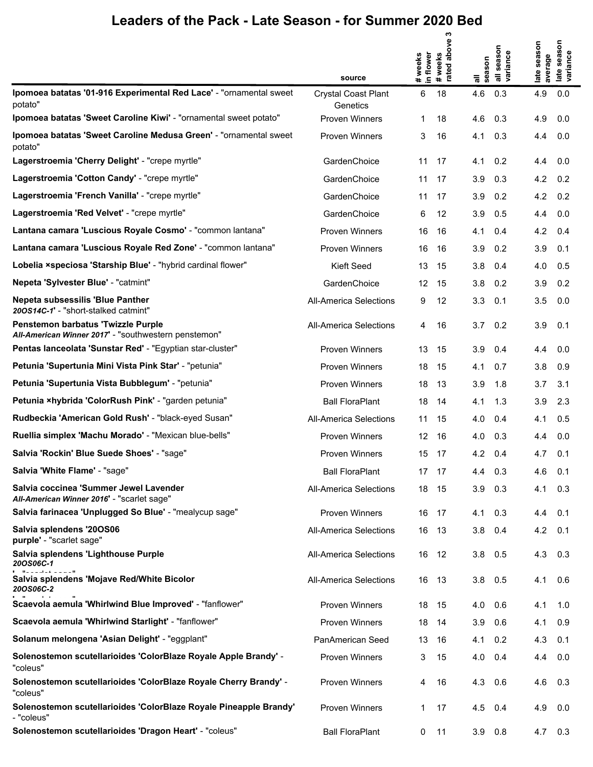# Leaders of the Pack - Late Season - for Summer 2020 Bed

| | source | # weeks in flower | # weeks rated above 3 | all season | all season variance | late season average | late season variance |
|---|---|---|---|---|---|---|---|
| **Ipomoea batatas '01-916 Experimental Red Lace'** - "ornamental sweet potato" | Crystal Coast Plant Genetics | 6 | 18 | 4.6 | 0.3 | 4.9 | 0.0 |
| **Ipomoea batatas 'Sweet Caroline Kiwi'** - "ornamental sweet potato" | Proven Winners | 1 | 18 | 4.6 | 0.3 | 4.9 | 0.0 |
| **Ipomoea batatas 'Sweet Caroline Medusa Green'** - "ornamental sweet potato" | Proven Winners | 3 | 16 | 4.1 | 0.3 | 4.4 | 0.0 |
| **Lagerstroemia 'Cherry Delight'** - "crepe myrtle" | GardenChoice | 11 | 17 | 4.1 | 0.2 | 4.4 | 0.0 |
| **Lagerstroemia 'Cotton Candy'** - "crepe myrtle" | GardenChoice | 11 | 17 | 3.9 | 0.3 | 4.2 | 0.2 |
| **Lagerstroemia 'French Vanilla'** - "crepe myrtle" | GardenChoice | 11 | 17 | 3.9 | 0.2 | 4.2 | 0.2 |
| **Lagerstroemia 'Red Velvet'** - "crepe myrtle" | GardenChoice | 6 | 12 | 3.9 | 0.5 | 4.4 | 0.0 |
| **Lantana camara 'Luscious Royale Cosmo'** - "common lantana" | Proven Winners | 16 | 16 | 4.1 | 0.4 | 4.2 | 0.4 |
| **Lantana camara 'Luscious Royale Red Zone'** - "common lantana" | Proven Winners | 16 | 16 | 3.9 | 0.2 | 3.9 | 0.1 |
| **Lobelia ×speciosa 'Starship Blue'** - "hybrid cardinal flower" | Kieft Seed | 13 | 15 | 3.8 | 0.4 | 4.0 | 0.5 |
| **Nepeta 'Sylvester Blue'** - "catmint" | GardenChoice | 12 | 15 | 3.8 | 0.2 | 3.9 | 0.2 |
| **Nepeta subsessilis 'Blue Panther *20OS14C-1*'** - "short-stalked catmint" | All-America Selections | 9 | 12 | 3.3 | 0.1 | 3.5 | 0.0 |
| **Penstemon barbatus 'Twizzle Purple *All-American Winner 2017*'** - "southwestern penstemon" | All-America Selections | 4 | 16 | 3.7 | 0.2 | 3.9 | 0.1 |
| **Pentas lanceolata 'Sunstar Red'** - "Egyptian star-cluster" | Proven Winners | 13 | 15 | 3.9 | 0.4 | 4.4 | 0.0 |
| **Petunia 'Supertunia Mini Vista Pink Star'** - "petunia" | Proven Winners | 18 | 15 | 4.1 | 0.7 | 3.8 | 0.9 |
| **Petunia 'Supertunia Vista Bubblegum'** - "petunia" | Proven Winners | 18 | 13 | 3.9 | 1.8 | 3.7 | 3.1 |
| **Petunia ×hybrida 'ColorRush Pink'** - "garden petunia" | Ball FloraPlant | 18 | 14 | 4.1 | 1.3 | 3.9 | 2.3 |
| **Rudbeckia 'American Gold Rush'** - "black-eyed Susan" | All-America Selections | 11 | 15 | 4.0 | 0.4 | 4.1 | 0.5 |
| **Ruellia simplex 'Machu Morado'** - "Mexican blue-bells" | Proven Winners | 12 | 16 | 4.0 | 0.3 | 4.4 | 0.0 |
| **Salvia 'Rockin' Blue Suede Shoes'** - "sage" | Proven Winners | 15 | 17 | 4.2 | 0.4 | 4.7 | 0.1 |
| **Salvia 'White Flame'** - "sage" | Ball FloraPlant | 17 | 17 | 4.4 | 0.3 | 4.6 | 0.1 |
| **Salvia coccinea 'Summer Jewel Lavender *All-American Winner 2016*'** - "scarlet sage" | All-America Selections | 18 | 15 | 3.9 | 0.3 | 4.1 | 0.3 |
| **Salvia farinacea 'Unplugged So Blue'** - "mealycup sage" | Proven Winners | 16 | 17 | 4.1 | 0.3 | 4.4 | 0.1 |
| **Salvia splendens '20OS06 purple'** - "scarlet sage" | All-America Selections | 16 | 13 | 3.8 | 0.4 | 4.2 | 0.1 |
| **Salvia splendens 'Lighthouse Purple *20OS06C-1*'** - "scarlet sage" | All-America Selections | 16 | 12 | 3.8 | 0.5 | 4.3 | 0.3 |
| **Salvia splendens 'Mojave Red/White Bicolor *20OS06C-2*'** - "scarlet sage" | All-America Selections | 16 | 13 | 3.8 | 0.5 | 4.1 | 0.6 |
| **Scaevola aemula 'Whirlwind Blue Improved'** - "fanflower" | Proven Winners | 18 | 15 | 4.0 | 0.6 | 4.1 | 1.0 |
| **Scaevola aemula 'Whirlwind Starlight'** - "fanflower" | Proven Winners | 18 | 14 | 3.9 | 0.6 | 4.1 | 0.9 |
| **Solanum melongena 'Asian Delight'** - "eggplant" | PanAmerican Seed | 13 | 16 | 4.1 | 0.2 | 4.3 | 0.1 |
| **Solenostemon scutellarioides 'ColorBlaze Royale Apple Brandy'** - "coleus" | Proven Winners | 3 | 15 | 4.0 | 0.4 | 4.4 | 0.0 |
| **Solenostemon scutellarioides 'ColorBlaze Royale Cherry Brandy'** - "coleus" | Proven Winners | 4 | 16 | 4.3 | 0.6 | 4.6 | 0.3 |
| **Solenostemon scutellarioides 'ColorBlaze Royale Pineapple Brandy'** - "coleus" | Proven Winners | 1 | 17 | 4.5 | 0.4 | 4.9 | 0.0 |
| **Solenostemon scutellarioides 'Dragon Heart'** - "coleus" | Ball FloraPlant | 0 | 11 | 3.9 | 0.8 | 4.7 | 0.3 |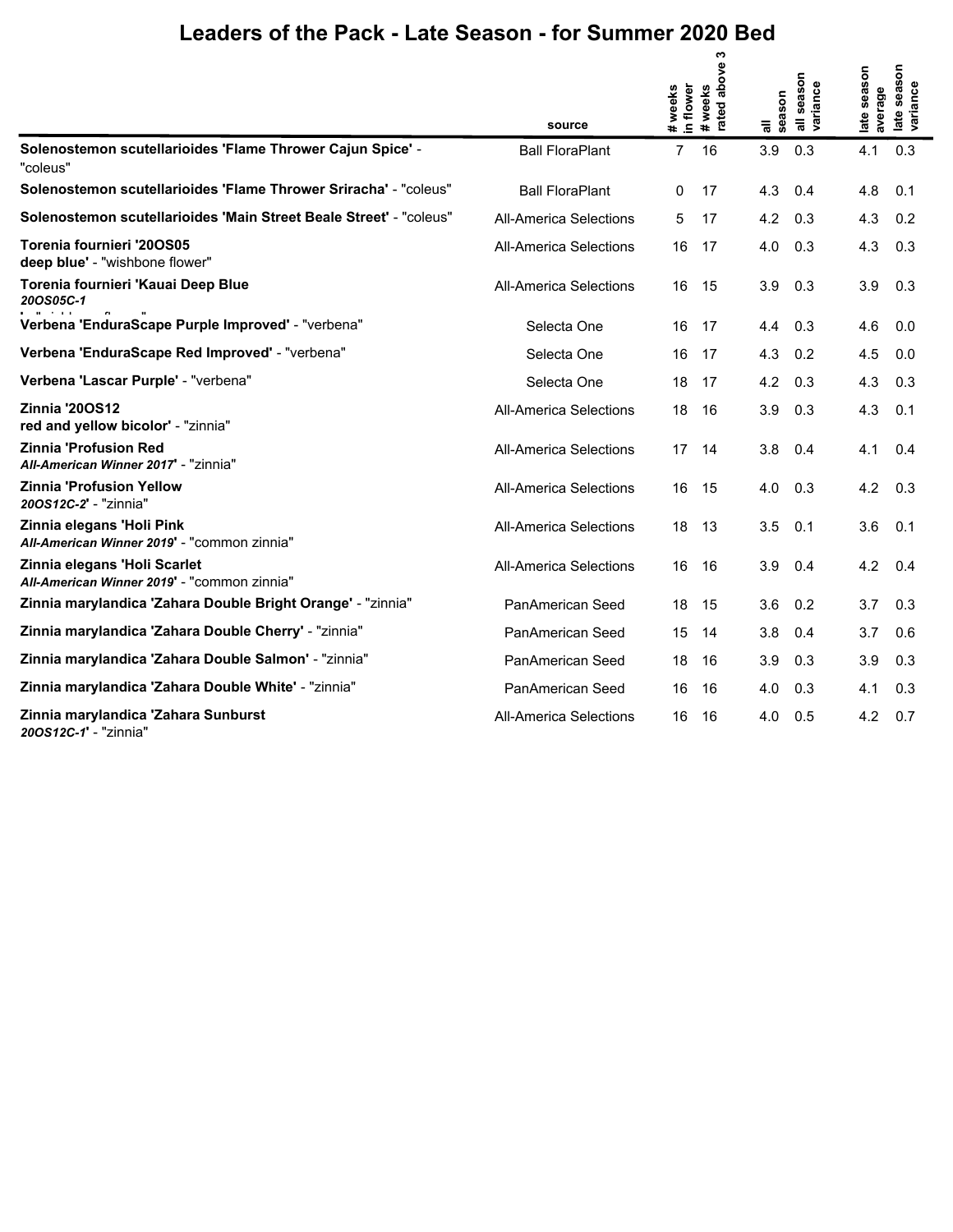# Leaders of the Pack - Late Season - for Summer 2020 Bed

| | source | # weeks in flower | # weeks rated above 3 | all season | all season variance | late season average | late season variance |
|---|---|---|---|---|---|---|---|
| **Solenostemon scutellarioides 'Flame Thrower Cajun Spice'** - "coleus" | Ball FloraPlant | 7 | 16 | 3.9 | 0.3 | 4.1 | 0.3 |
| **Solenostemon scutellarioides 'Flame Thrower Sriracha'** - "coleus" | Ball FloraPlant | 0 | 17 | 4.3 | 0.4 | 4.8 | 0.1 |
| **Solenostemon scutellarioides 'Main Street Beale Street'** - "coleus" | All-America Selections | 5 | 17 | 4.2 | 0.3 | 4.3 | 0.2 |
| **Torenia fournieri '20OS05 deep blue'** - "wishbone flower" | All-America Selections | 16 | 17 | 4.0 | 0.3 | 4.3 | 0.3 |
| **Torenia fournieri 'Kauai Deep Blue** ***20OS05C-1*** - "wishbone flower" | All-America Selections | 16 | 15 | 3.9 | 0.3 | 3.9 | 0.3 |
| **Verbena 'EnduraScape Purple Improved'** - "verbena" | Selecta One | 16 | 17 | 4.4 | 0.3 | 4.6 | 0.0 |
| **Verbena 'EnduraScape Red Improved'** - "verbena" | Selecta One | 16 | 17 | 4.3 | 0.2 | 4.5 | 0.0 |
| **Verbena 'Lascar Purple'** - "verbena" | Selecta One | 18 | 17 | 4.2 | 0.3 | 4.3 | 0.3 |
| **Zinnia '20OS12 red and yellow bicolor'** - "zinnia" | All-America Selections | 18 | 16 | 3.9 | 0.3 | 4.3 | 0.1 |
| **Zinnia 'Profusion Red** ***All-American Winner 2017'*** - "zinnia" | All-America Selections | 17 | 14 | 3.8 | 0.4 | 4.1 | 0.4 |
| **Zinnia 'Profusion Yellow** ***20OS12C-2'*** - "zinnia" | All-America Selections | 16 | 15 | 4.0 | 0.3 | 4.2 | 0.3 |
| **Zinnia elegans 'Holi Pink** ***All-American Winner 2019'*** - "common zinnia" | All-America Selections | 18 | 13 | 3.5 | 0.1 | 3.6 | 0.1 |
| **Zinnia elegans 'Holi Scarlet** ***All-American Winner 2019'*** - "common zinnia" | All-America Selections | 16 | 16 | 3.9 | 0.4 | 4.2 | 0.4 |
| **Zinnia marylandica 'Zahara Double Bright Orange'** - "zinnia" | PanAmerican Seed | 18 | 15 | 3.6 | 0.2 | 3.7 | 0.3 |
| **Zinnia marylandica 'Zahara Double Cherry'** - "zinnia" | PanAmerican Seed | 15 | 14 | 3.8 | 0.4 | 3.7 | 0.6 |
| **Zinnia marylandica 'Zahara Double Salmon'** - "zinnia" | PanAmerican Seed | 18 | 16 | 3.9 | 0.3 | 3.9 | 0.3 |
| **Zinnia marylandica 'Zahara Double White'** - "zinnia" | PanAmerican Seed | 16 | 16 | 4.0 | 0.3 | 4.1 | 0.3 |
| **Zinnia marylandica 'Zahara Sunburst** ***20OS12C-1'*** - "zinnia" | All-America Selections | 16 | 16 | 4.0 | 0.5 | 4.2 | 0.7 |